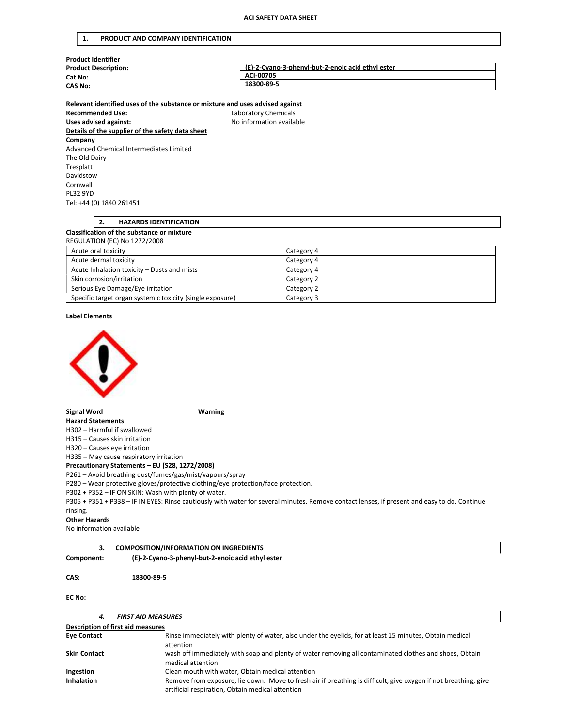# ACI SAFETY DATA SHEET

## 1. PRODUCT AND COMPANY IDENTIFICATION

**Product Identifier**

| | |
|---|---|
| **Product Description:** | (E)-2-Cyano-3-phenyl-but-2-enoic acid ethyl ester |
| **Cat No:** | ACI-00705 |
| **CAS No:** | 18300-89-5 |

**Relevant identified uses of the substance or mixture and uses advised against**

**Recommended Use:** Laboratory Chemicals

**Uses advised against:** No information available

**Details of the supplier of the safety data sheet**

**Company**

Advanced Chemical Intermediates Limited
The Old Dairy
Tresplatt
Davidstow
Cornwall
PL32 9YD
Tel: +44 (0) 1840 261451

## 2. HAZARDS IDENTIFICATION

**Classification of the substance or mixture**

REGULATION (EC) No 1272/2008

| Hazard | Category |
|---|---|
| Acute oral toxicity | Category 4 |
| Acute dermal toxicity | Category 4 |
| Acute Inhalation toxicity – Dusts and mists | Category 4 |
| Skin corrosion/irritation | Category 2 |
| Serious Eye Damage/Eye irritation | Category 2 |
| Specific target organ systemic toxicity (single exposure) | Category 3 |

**Label Elements**

**Signal Word** Warning

**Hazard Statements**

H302 – Harmful if swallowed
H315 – Causes skin irritation
H320 – Causes eye irritation
H335 – May cause respiratory irritation

**Precautionary Statements – EU (S28, 1272/2008)**

P261 – Avoid breathing dust/fumes/gas/mist/vapours/spray
P280 – Wear protective gloves/protective clothing/eye protection/face protection.
P302 + P352 – IF ON SKIN: Wash with plenty of water.
P305 + P351 + P338 – IF IN EYES: Rinse cautiously with water for several minutes. Remove contact lenses, if present and easy to do. Continue rinsing.

**Other Hazards**

No information available

## 3. COMPOSITION/INFORMATION ON INGREDIENTS

**Component:** **(E)-2-Cyano-3-phenyl-but-2-enoic acid ethyl ester**

**CAS:** **18300-89-5**

**EC No:**

## *4. FIRST AID MEASURES*

**Description of first aid measures**

| | |
|---|---|
| **Eye Contact** | Rinse immediately with plenty of water, also under the eyelids, for at least 15 minutes, Obtain medical attention |
| **Skin Contact** | wash off immediately with soap and plenty of water removing all contaminated clothes and shoes, Obtain medical attention |
| **Ingestion** | Clean mouth with water, Obtain medical attention |
| **Inhalation** | Remove from exposure, lie down. Move to fresh air if breathing is difficult, give oxygen if not breathing, give artificial respiration, Obtain medical attention |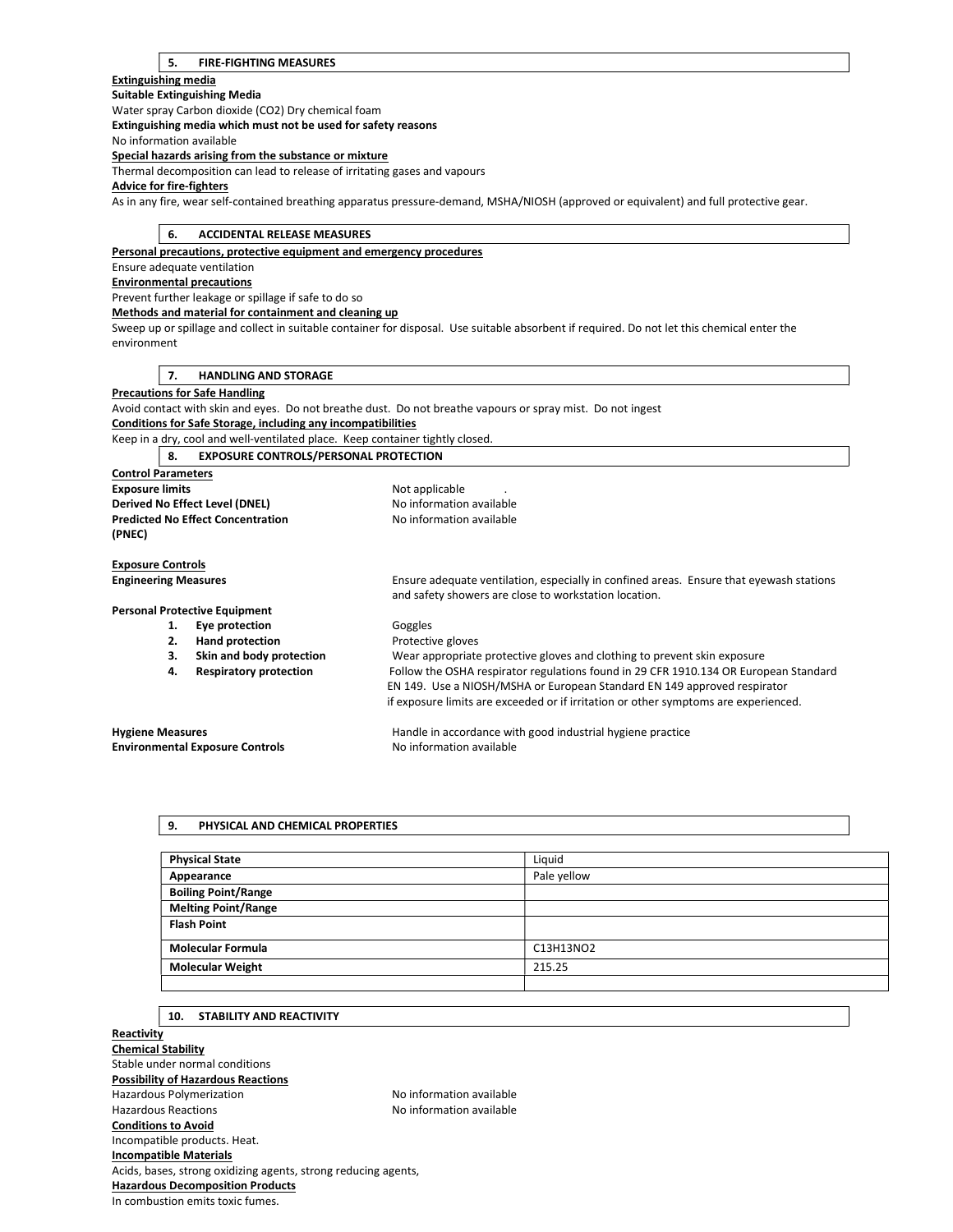## 5. FIRE-FIGHTING MEASURES

**Extinguishing media**

**Suitable Extinguishing Media**

Water spray Carbon dioxide ($CO_2$) Dry chemical foam

**Extinguishing media which must not be used for safety reasons**

No information available

**Special hazards arising from the substance or mixture**

Thermal decomposition can lead to release of irritating gases and vapours

**Advice for fire-fighters**

As in any fire, wear self-contained breathing apparatus pressure-demand, MSHA/NIOSH (approved or equivalent) and full protective gear.

## 6. ACCIDENTAL RELEASE MEASURES

**Personal precautions, protective equipment and emergency procedures**

Ensure adequate ventilation

**Environmental precautions**

Prevent further leakage or spillage if safe to do so

**Methods and material for containment and cleaning up**

Sweep up or spillage and collect in suitable container for disposal. Use suitable absorbent if required. Do not let this chemical enter the environment

## 7. HANDLING AND STORAGE

**Precautions for Safe Handling**

Avoid contact with skin and eyes. Do not breathe dust. Do not breathe vapours or spray mist. Do not ingest

**Conditions for Safe Storage, including any incompatibilities**

Keep in a dry, cool and well-ventilated place. Keep container tightly closed.

## 8. EXPOSURE CONTROLS/PERSONAL PROTECTION

**Control Parameters**

**Exposure limits** Not applicable .

**Derived No Effect Level (DNEL)** No information available

**Predicted No Effect Concentration (PNEC)** No information available

**Exposure Controls**

**Engineering Measures** Ensure adequate ventilation, especially in confined areas. Ensure that eyewash stations and safety showers are close to workstation location.

**Personal Protective Equipment**

1. **Eye protection** Goggles
2. **Hand protection** Protective gloves
3. **Skin and body protection** Wear appropriate protective gloves and clothing to prevent skin exposure
4. **Respiratory protection** Follow the OSHA respirator regulations found in 29 CFR 1910.134 OR European Standard EN 149. Use a NIOSH/MSHA or European Standard EN 149 approved respirator if exposure limits are exceeded or if irritation or other symptoms are experienced.

**Hygiene Measures** Handle in accordance with good industrial hygiene practice

**Environmental Exposure Controls** No information available

## 9. PHYSICAL AND CHEMICAL PROPERTIES

| Property | Value |
|---|---|
| **Physical State** | Liquid |
| **Appearance** | Pale yellow |
| **Boiling Point/Range** | |
| **Melting Point/Range** | |
| **Flash Point** | |
| **Molecular Formula** | $C_{13}H_{13}NO_2$ |
| **Molecular Weight** | 215.25 |
| | |

## 10. STABILITY AND REACTIVITY

**Reactivity**

**Chemical Stability**

Stable under normal conditions

**Possibility of Hazardous Reactions**

Hazardous Polymerization No information available

Hazardous Reactions No information available

**Conditions to Avoid**

Incompatible products. Heat.

**Incompatible Materials**

Acids, bases, strong oxidizing agents, strong reducing agents,

**Hazardous Decomposition Products**

In combustion emits toxic fumes.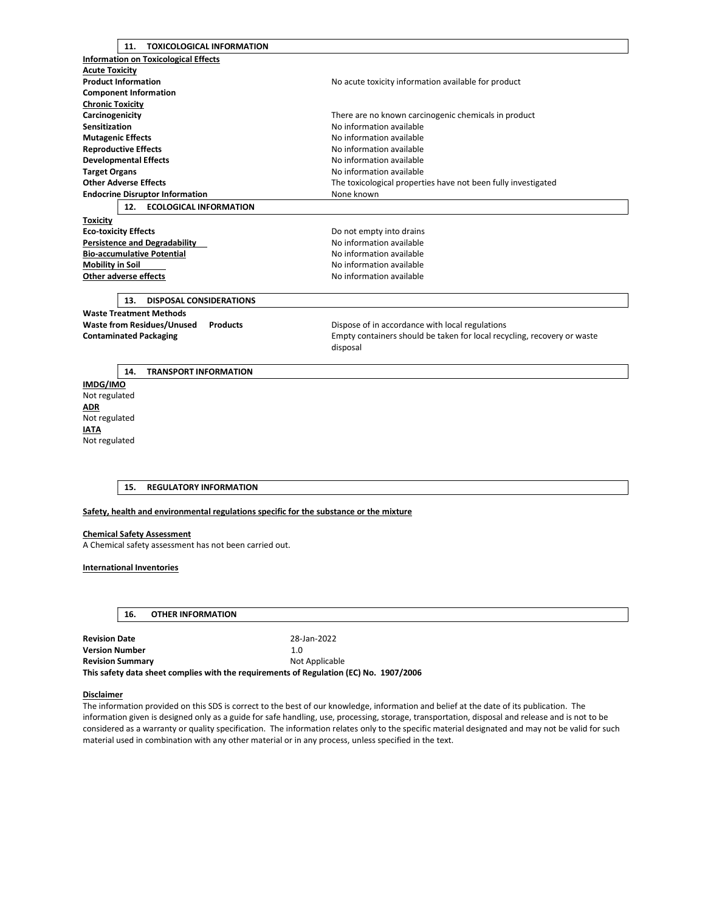## 11. TOXICOLOGICAL INFORMATION

**Information on Toxicological Effects**

**Acute Toxicity**

| | |
|---|---|
| **Product Information** | No acute toxicity information available for product |
| **Component Information** | |

**Chronic Toxicity**

| | |
|---|---|
| **Carcinogenicity** | There are no known carcinogenic chemicals in product |
| **Sensitization** | No information available |
| **Mutagenic Effects** | No information available |
| **Reproductive Effects** | No information available |
| **Developmental Effects** | No information available |
| **Target Organs** | No information available |
| **Other Adverse Effects** | The toxicological properties have not been fully investigated |
| **Endocrine Disruptor Information** | None known |

## 12. ECOLOGICAL INFORMATION

**Toxicity**

| | |
|---|---|
| **Eco-toxicity Effects** | Do not empty into drains |
| **Persistence and Degradability** | No information available |
| **Bio-accumulative Potential** | No information available |
| **Mobility in Soil** | No information available |
| **Other adverse effects** | No information available |

## 13. DISPOSAL CONSIDERATIONS

**Waste Treatment Methods**

| | |
|---|---|
| **Waste from Residues/Unused Products** | Dispose of in accordance with local regulations |
| **Contaminated Packaging** | Empty containers should be taken for local recycling, recovery or waste disposal |

## 14. TRANSPORT INFORMATION

**IMDG/IMO**

Not regulated

**ADR**

Not regulated

**IATA**

Not regulated

## 15. REGULATORY INFORMATION

**Safety, health and environmental regulations specific for the substance or the mixture**

**Chemical Safety Assessment**

A Chemical safety assessment has not been carried out.

**International Inventories**

## 16. OTHER INFORMATION

| | |
|---|---|
| **Revision Date** | 28-Jan-2022 |
| **Version Number** | 1.0 |
| **Revision Summary** | Not Applicable |

**This safety data sheet complies with the requirements of Regulation (EC) No. 1907/2006**

**Disclaimer**

The information provided on this SDS is correct to the best of our knowledge, information and belief at the date of its publication. The information given is designed only as a guide for safe handling, use, processing, storage, transportation, disposal and release and is not to be considered as a warranty or quality specification. The information relates only to the specific material designated and may not be valid for such material used in combination with any other material or in any process, unless specified in the text.